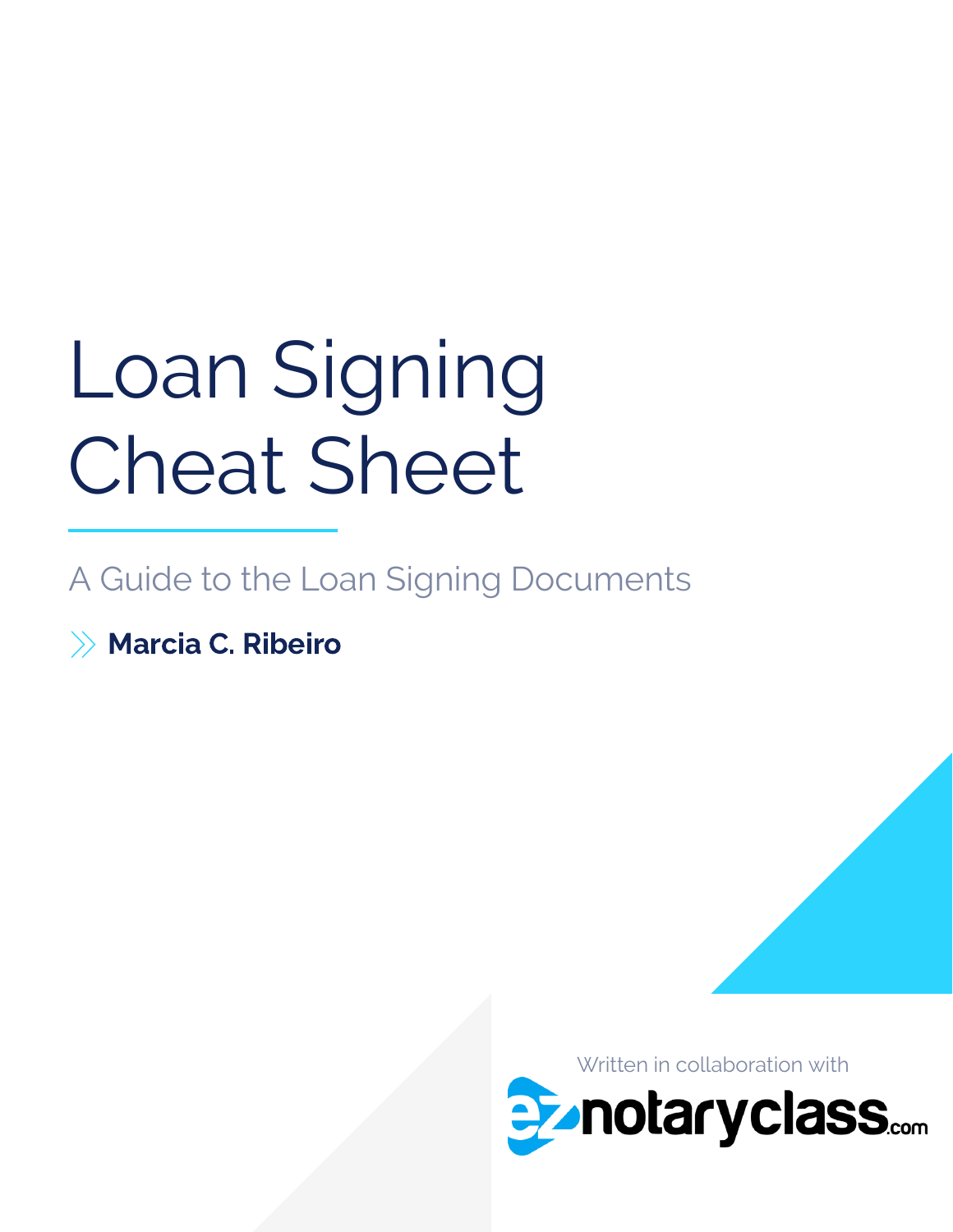# Loan Signing Cheat Sheet

A Guide to the Loan Signing Documents

**Marcia C. Ribeiro**

Written in collaboration with

eznotaryclass.com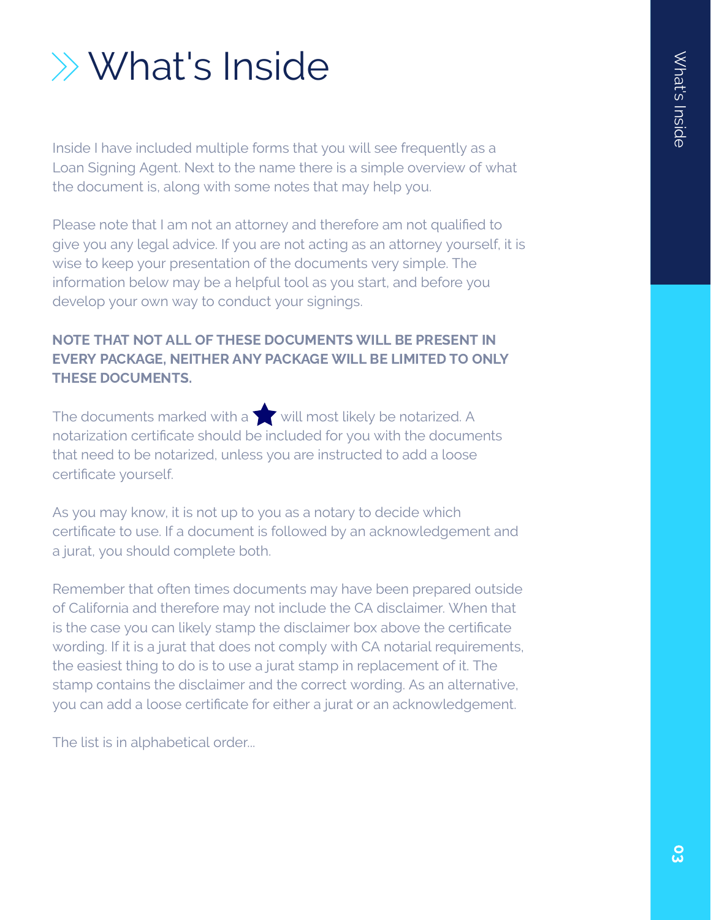# What's Inside

Inside I have included multiple forms that you will see frequently as a Loan Signing Agent. Next to the name there is a simple overview of what the document is, along with some notes that may help you.

Please note that I am not an attorney and therefore am not qualified to give you any legal advice. If you are not acting as an attorney yourself, it is wise to keep your presentation of the documents very simple. The information below may be a helpful tool as you start, and before you develop your own way to conduct your signings.

**NOTE THAT NOT ALL OF THESE DOCUMENTS WILL BE PRESENT IN EVERY PACKAGE, NEITHER ANY PACKAGE WILL BE LIMITED TO ONLY THESE DOCUMENTS.**

The documents marked with a ★ will most likely be notarized. A notarization certificate should be included for you with the documents that need to be notarized, unless you are instructed to add a loose certificate yourself.

As you may know, it is not up to you as a notary to decide which certificate to use. If a document is followed by an acknowledgement and a jurat, you should complete both.

Remember that often times documents may have been prepared outside of California and therefore may not include the CA disclaimer. When that is the case you can likely stamp the disclaimer box above the certificate wording. If it is a jurat that does not comply with CA notarial requirements, the easiest thing to do is to use a jurat stamp in replacement of it. The stamp contains the disclaimer and the correct wording. As an alternative, you can add a loose certificate for either a jurat or an acknowledgement.

The list is in alphabetical order...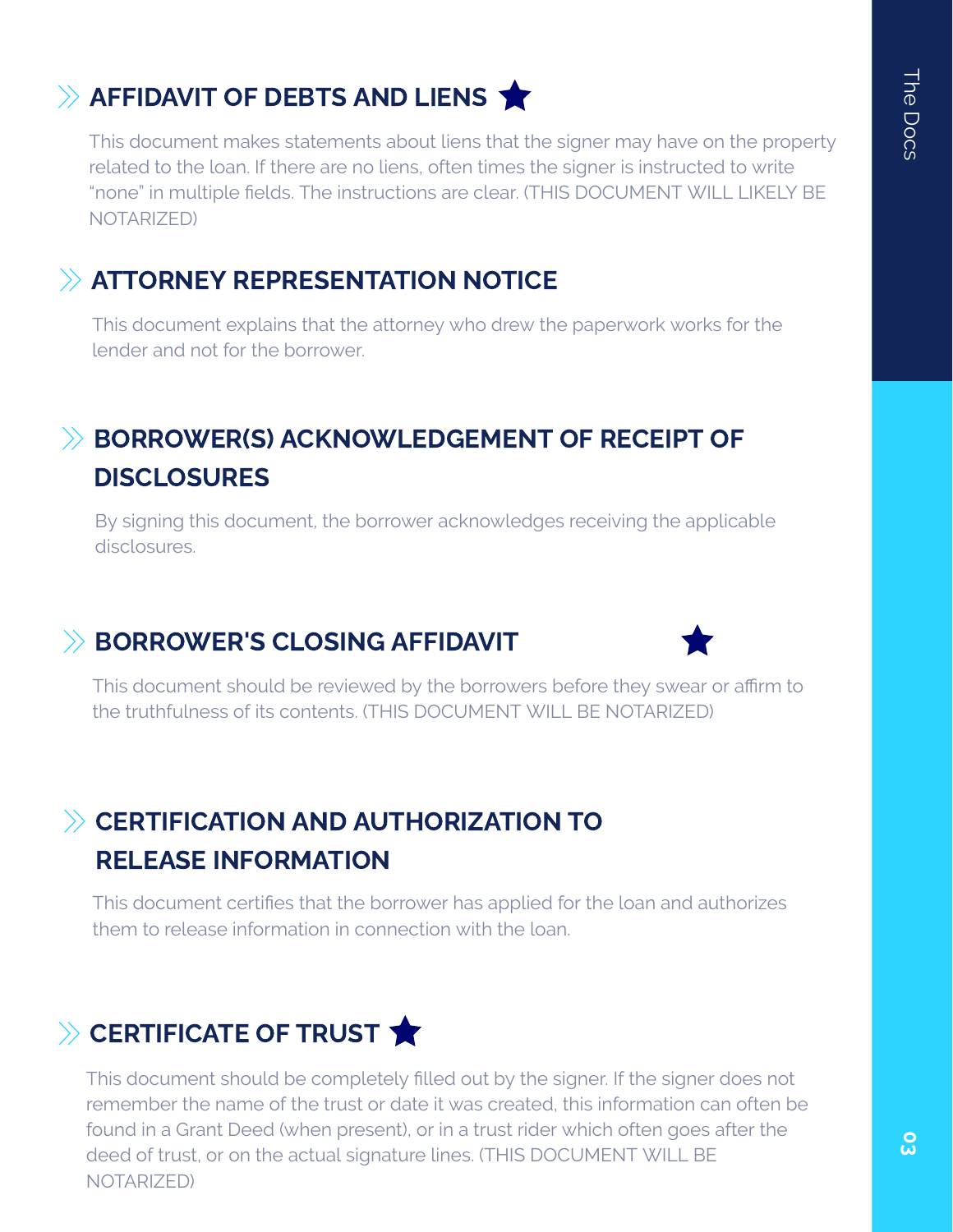## AFFIDAVIT OF DEBTS AND LIENS ★

This document makes statements about liens that the signer may have on the property related to the loan. If there are no liens, often times the signer is instructed to write "none" in multiple fields. The instructions are clear. (THIS DOCUMENT WILL LIKELY BE NOTARIZED)

## ATTORNEY REPRESENTATION NOTICE

This document explains that the attorney who drew the paperwork works for the lender and not for the borrower.

## BORROWER(S) ACKNOWLEDGEMENT OF RECEIPT OF DISCLOSURES

By signing this document, the borrower acknowledges receiving the applicable disclosures.

## BORROWER'S CLOSING AFFIDAVIT ★

This document should be reviewed by the borrowers before they swear or affirm to the truthfulness of its contents. (THIS DOCUMENT WILL BE NOTARIZED)

## CERTIFICATION AND AUTHORIZATION TO RELEASE INFORMATION

This document certifies that the borrower has applied for the loan and authorizes them to release information in connection with the loan.

## CERTIFICATE OF TRUST ★

This document should be completely filled out by the signer. If the signer does not remember the name of the trust or date it was created, this information can often be found in a Grant Deed (when present), or in a trust rider which often goes after the deed of trust, or on the actual signature lines. (THIS DOCUMENT WILL BE NOTARIZED)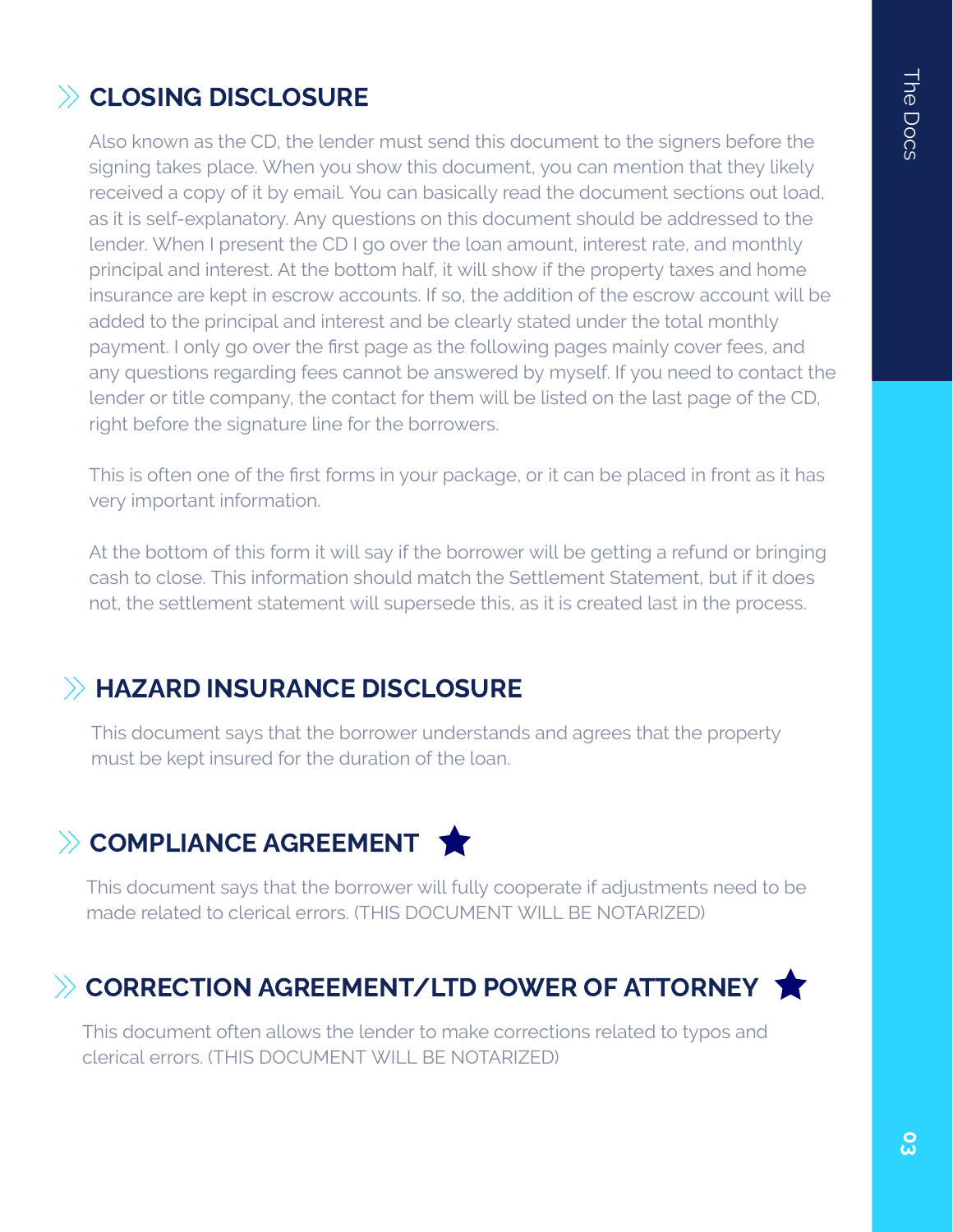## CLOSING DISCLOSURE

Also known as the CD, the lender must send this document to the signers before the signing takes place. When you show this document, you can mention that they likely received a copy of it by email. You can basically read the document sections out load, as it is self-explanatory. Any questions on this document should be addressed to the lender. When I present the CD I go over the loan amount, interest rate, and monthly principal and interest. At the bottom half, it will show if the property taxes and home insurance are kept in escrow accounts. If so, the addition of the escrow account will be added to the principal and interest and be clearly stated under the total monthly payment. I only go over the first page as the following pages mainly cover fees, and any questions regarding fees cannot be answered by myself. If you need to contact the lender or title company, the contact for them will be listed on the last page of the CD, right before the signature line for the borrowers.

This is often one of the first forms in your package, or it can be placed in front as it has very important information.

At the bottom of this form it will say if the borrower will be getting a refund or bringing cash to close. This information should match the Settlement Statement, but if it does not, the settlement statement will supersede this, as it is created last in the process.

## HAZARD INSURANCE DISCLOSURE

This document says that the borrower understands and agrees that the property must be kept insured for the duration of the loan.

## COMPLIANCE AGREEMENT ★

This document says that the borrower will fully cooperate if adjustments need to be made related to clerical errors. (THIS DOCUMENT WILL BE NOTARIZED)

## CORRECTION AGREEMENT/LTD POWER OF ATTORNEY ★

This document often allows the lender to make corrections related to typos and clerical errors. (THIS DOCUMENT WILL BE NOTARIZED)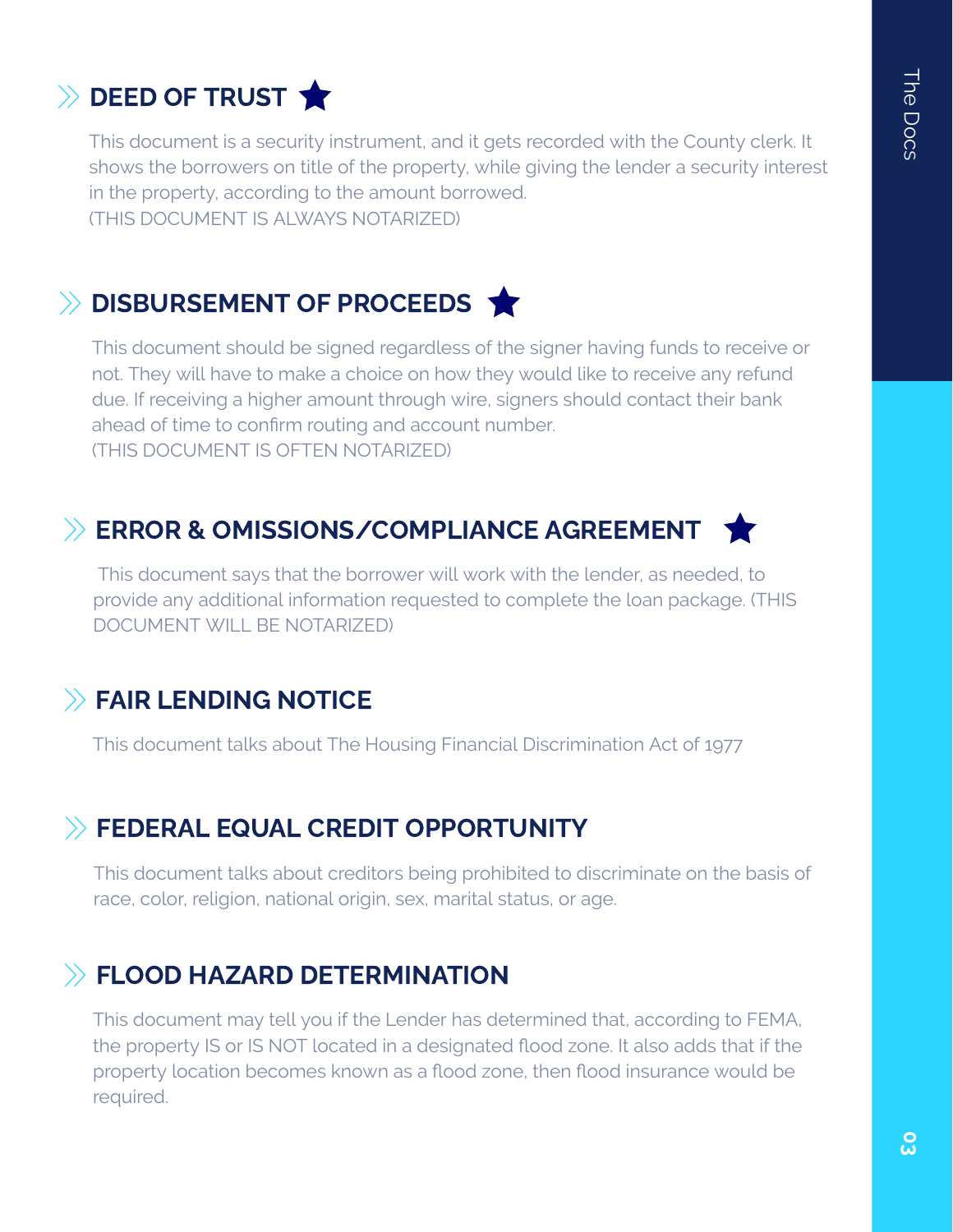## DEED OF TRUST ★

This document is a security instrument, and it gets recorded with the County clerk. It shows the borrowers on title of the property, while giving the lender a security interest in the property, according to the amount borrowed.
(THIS DOCUMENT IS ALWAYS NOTARIZED)

## DISBURSEMENT OF PROCEEDS ★

This document should be signed regardless of the signer having funds to receive or not. They will have to make a choice on how they would like to receive any refund due. If receiving a higher amount through wire, signers should contact their bank ahead of time to confirm routing and account number.
(THIS DOCUMENT IS OFTEN NOTARIZED)

## ERROR & OMISSIONS/COMPLIANCE AGREEMENT ★

This document says that the borrower will work with the lender, as needed, to provide any additional information requested to complete the loan package. (THIS DOCUMENT WILL BE NOTARIZED)

## FAIR LENDING NOTICE

This document talks about The Housing Financial Discrimination Act of 1977

## FEDERAL EQUAL CREDIT OPPORTUNITY

This document talks about creditors being prohibited to discriminate on the basis of race, color, religion, national origin, sex, marital status, or age.

## FLOOD HAZARD DETERMINATION

This document may tell you if the Lender has determined that, according to FEMA, the property IS or IS NOT located in a designated flood zone. It also adds that if the property location becomes known as a flood zone, then flood insurance would be required.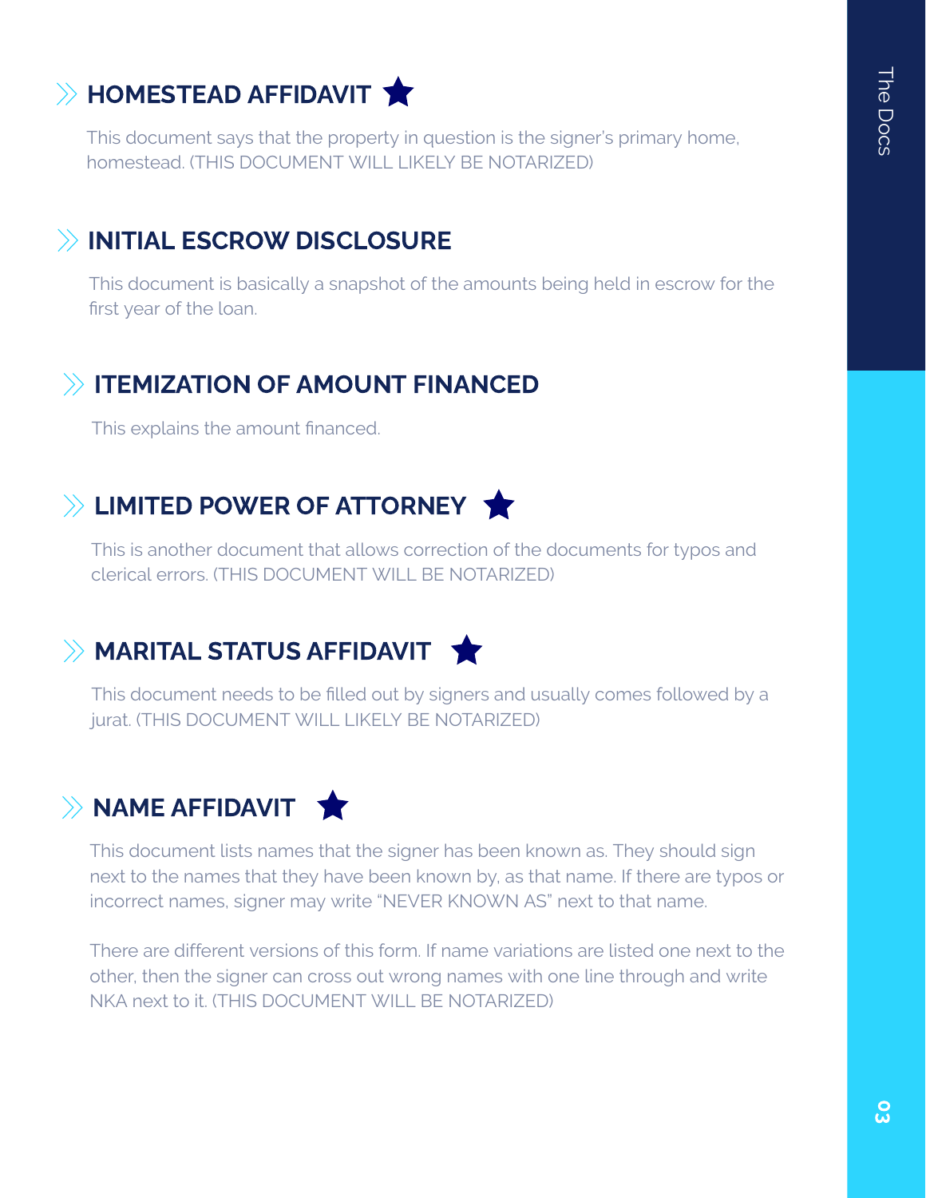## HOMESTEAD AFFIDAVIT ★

This document says that the property in question is the signer's primary home, homestead. (THIS DOCUMENT WILL LIKELY BE NOTARIZED)

## INITIAL ESCROW DISCLOSURE

This document is basically a snapshot of the amounts being held in escrow for the first year of the loan.

## ITEMIZATION OF AMOUNT FINANCED

This explains the amount financed.

## LIMITED POWER OF ATTORNEY ★

This is another document that allows correction of the documents for typos and clerical errors. (THIS DOCUMENT WILL BE NOTARIZED)

## MARITAL STATUS AFFIDAVIT ★

This document needs to be filled out by signers and usually comes followed by a jurat. (THIS DOCUMENT WILL LIKELY BE NOTARIZED)

## NAME AFFIDAVIT ★

This document lists names that the signer has been known as. They should sign next to the names that they have been known by, as that name. If there are typos or incorrect names, signer may write "NEVER KNOWN AS" next to that name.

There are different versions of this form. If name variations are listed one next to the other, then the signer can cross out wrong names with one line through and write NKA next to it. (THIS DOCUMENT WILL BE NOTARIZED)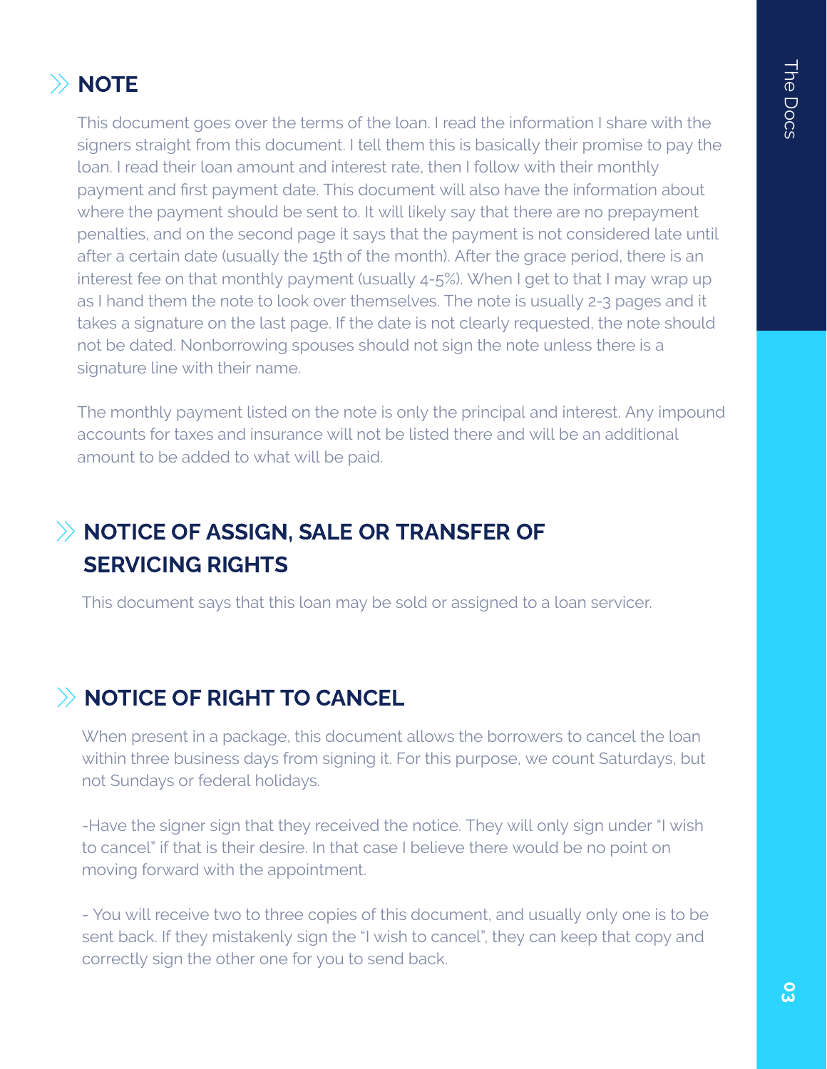## NOTE

This document goes over the terms of the loan. I read the information I share with the signers straight from this document. I tell them this is basically their promise to pay the loan. I read their loan amount and interest rate, then I follow with their monthly payment and first payment date. This document will also have the information about where the payment should be sent to. It will likely say that there are no prepayment penalties, and on the second page it says that the payment is not considered late until after a certain date (usually the 15th of the month). After the grace period, there is an interest fee on that monthly payment (usually 4-5%). When I get to that I may wrap up as I hand them the note to look over themselves. The note is usually 2-3 pages and it takes a signature on the last page. If the date is not clearly requested, the note should not be dated. Nonborrowing spouses should not sign the note unless there is a signature line with their name.

The monthly payment listed on the note is only the principal and interest. Any impound accounts for taxes and insurance will not be listed there and will be an additional amount to be added to what will be paid.

## NOTICE OF ASSIGN, SALE OR TRANSFER OF SERVICING RIGHTS

This document says that this loan may be sold or assigned to a loan servicer.

## NOTICE OF RIGHT TO CANCEL

When present in a package, this document allows the borrowers to cancel the loan within three business days from signing it. For this purpose, we count Saturdays, but not Sundays or federal holidays.

-Have the signer sign that they received the notice. They will only sign under "I wish to cancel" if that is their desire. In that case I believe there would be no point on moving forward with the appointment.

- You will receive two to three copies of this document, and usually only one is to be sent back. If they mistakenly sign the "I wish to cancel", they can keep that copy and correctly sign the other one for you to send back.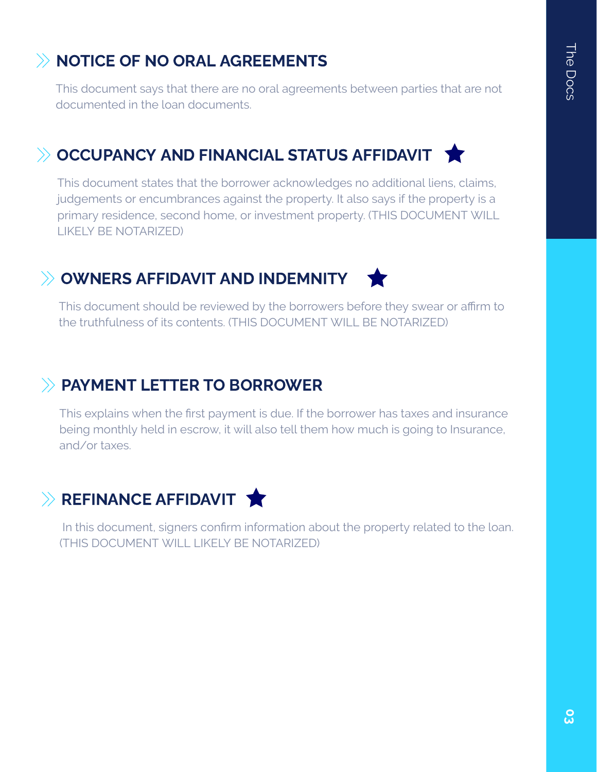## NOTICE OF NO ORAL AGREEMENTS

This document says that there are no oral agreements between parties that are not documented in the loan documents.

## OCCUPANCY AND FINANCIAL STATUS AFFIDAVIT ★

This document states that the borrower acknowledges no additional liens, claims, judgements or encumbrances against the property. It also says if the property is a primary residence, second home, or investment property. (THIS DOCUMENT WILL LIKELY BE NOTARIZED)

## OWNERS AFFIDAVIT AND INDEMNITY ★

This document should be reviewed by the borrowers before they swear or affirm to the truthfulness of its contents. (THIS DOCUMENT WILL BE NOTARIZED)

## PAYMENT LETTER TO BORROWER

This explains when the first payment is due. If the borrower has taxes and insurance being monthly held in escrow, it will also tell them how much is going to Insurance, and/or taxes.

## REFINANCE AFFIDAVIT ★

In this document, signers confirm information about the property related to the loan. (THIS DOCUMENT WILL LIKELY BE NOTARIZED)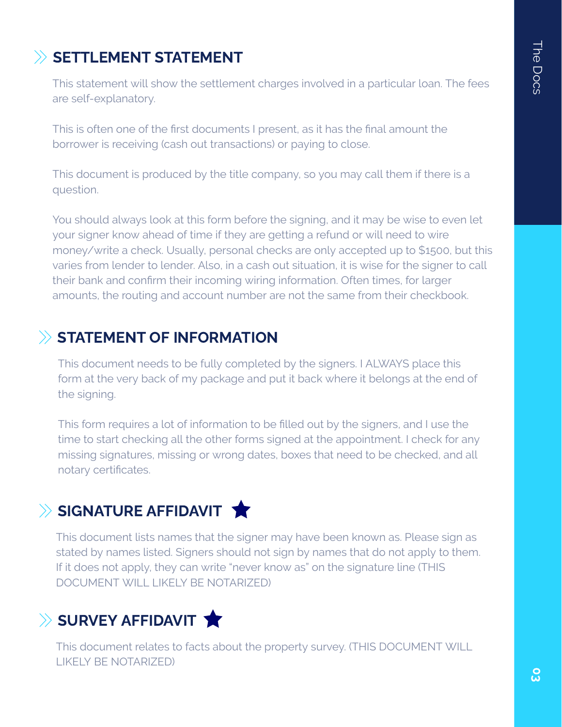## SETTLEMENT STATEMENT

This statement will show the settlement charges involved in a particular loan. The fees are self-explanatory.

This is often one of the first documents I present, as it has the final amount the borrower is receiving (cash out transactions) or paying to close.

This document is produced by the title company, so you may call them if there is a question.

You should always look at this form before the signing, and it may be wise to even let your signer know ahead of time if they are getting a refund or will need to wire money/write a check. Usually, personal checks are only accepted up to $1500, but this varies from lender to lender. Also, in a cash out situation, it is wise for the signer to call their bank and confirm their incoming wiring information. Often times, for larger amounts, the routing and account number are not the same from their checkbook.

## STATEMENT OF INFORMATION

This document needs to be fully completed by the signers. I ALWAYS place this form at the very back of my package and put it back where it belongs at the end of the signing.

This form requires a lot of information to be filled out by the signers, and I use the time to start checking all the other forms signed at the appointment. I check for any missing signatures, missing or wrong dates, boxes that need to be checked, and all notary certificates.

## SIGNATURE AFFIDAVIT ★

This document lists names that the signer may have been known as. Please sign as stated by names listed. Signers should not sign by names that do not apply to them. If it does not apply, they can write "never know as" on the signature line (THIS DOCUMENT WILL LIKELY BE NOTARIZED)

## SURVEY AFFIDAVIT ★

This document relates to facts about the property survey. (THIS DOCUMENT WILL LIKELY BE NOTARIZED)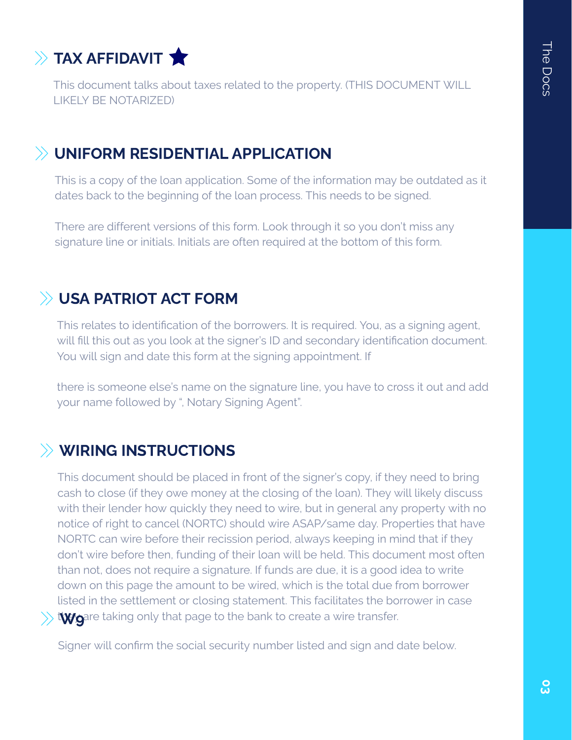## TAX AFFIDAVIT ★

This document talks about taxes related to the property. (THIS DOCUMENT WILL LIKELY BE NOTARIZED)

## UNIFORM RESIDENTIAL APPLICATION

This is a copy of the loan application. Some of the information may be outdated as it dates back to the beginning of the loan process. This needs to be signed.

There are different versions of this form. Look through it so you don't miss any signature line or initials. Initials are often required at the bottom of this form.

## USA PATRIOT ACT FORM

This relates to identification of the borrowers. It is required. You, as a signing agent, will fill this out as you look at the signer's ID and secondary identification document. You will sign and date this form at the signing appointment. If

there is someone else's name on the signature line, you have to cross it out and add your name followed by ", Notary Signing Agent".

## WIRING INSTRUCTIONS

This document should be placed in front of the signer's copy, if they need to bring cash to close (if they owe money at the closing of the loan). They will likely discuss with their lender how quickly they need to wire, but in general any property with no notice of right to cancel (NORTC) should wire ASAP/same day. Properties that have NORTC can wire before their recission period, always keeping in mind that if they don't wire before then, funding of their loan will be held. This document most often than not, does not require a signature. If funds are due, it is a good idea to write down on this page the amount to be wired, which is the total due from borrower listed in the settlement or closing statement. This facilitates the borrower in case they are taking only that page to the bank to create a wire transfer.

## W9

Signer will confirm the social security number listed and sign and date below.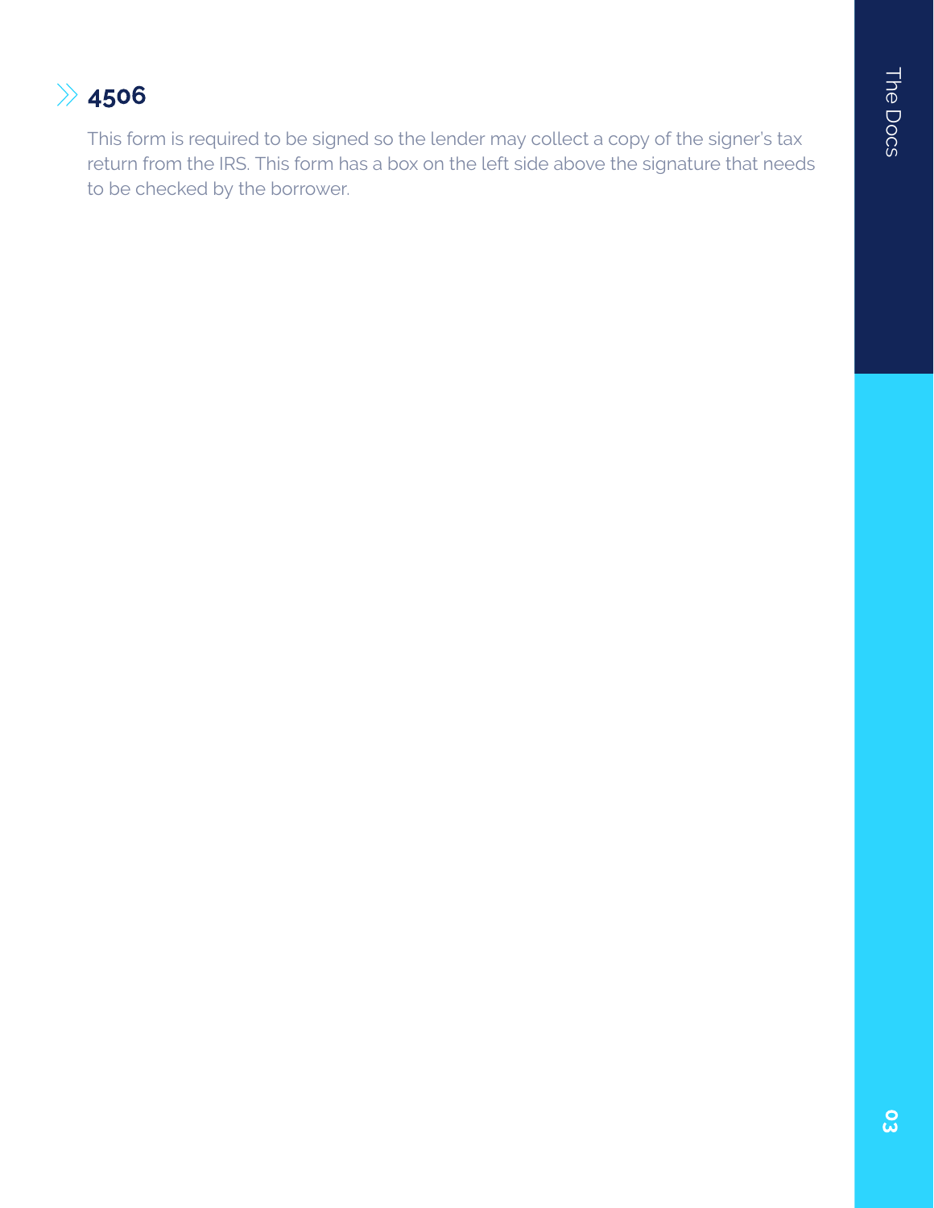## 4506

This form is required to be signed so the lender may collect a copy of the signer's tax return from the IRS. This form has a box on the left side above the signature that needs to be checked by the borrower.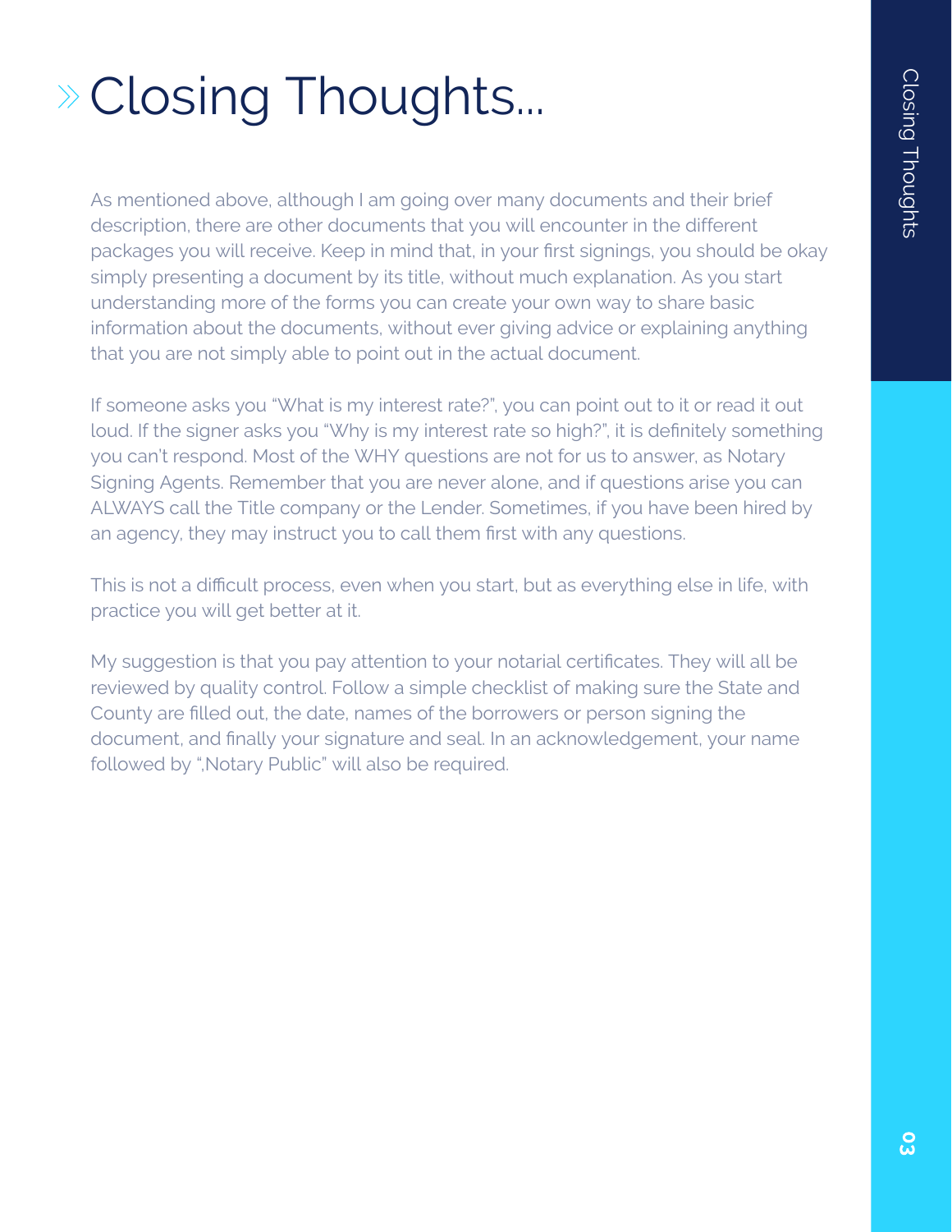# Closing Thoughts...

As mentioned above, although I am going over many documents and their brief description, there are other documents that you will encounter in the different packages you will receive. Keep in mind that, in your first signings, you should be okay simply presenting a document by its title, without much explanation. As you start understanding more of the forms you can create your own way to share basic information about the documents, without ever giving advice or explaining anything that you are not simply able to point out in the actual document.

If someone asks you "What is my interest rate?", you can point out to it or read it out loud. If the signer asks you "Why is my interest rate so high?", it is definitely something you can't respond. Most of the WHY questions are not for us to answer, as Notary Signing Agents. Remember that you are never alone, and if questions arise you can ALWAYS call the Title company or the Lender. Sometimes, if you have been hired by an agency, they may instruct you to call them first with any questions.

This is not a difficult process, even when you start, but as everything else in life, with practice you will get better at it.

My suggestion is that you pay attention to your notarial certificates. They will all be reviewed by quality control. Follow a simple checklist of making sure the State and County are filled out, the date, names of the borrowers or person signing the document, and finally your signature and seal. In an acknowledgement, your name followed by ",Notary Public" will also be required.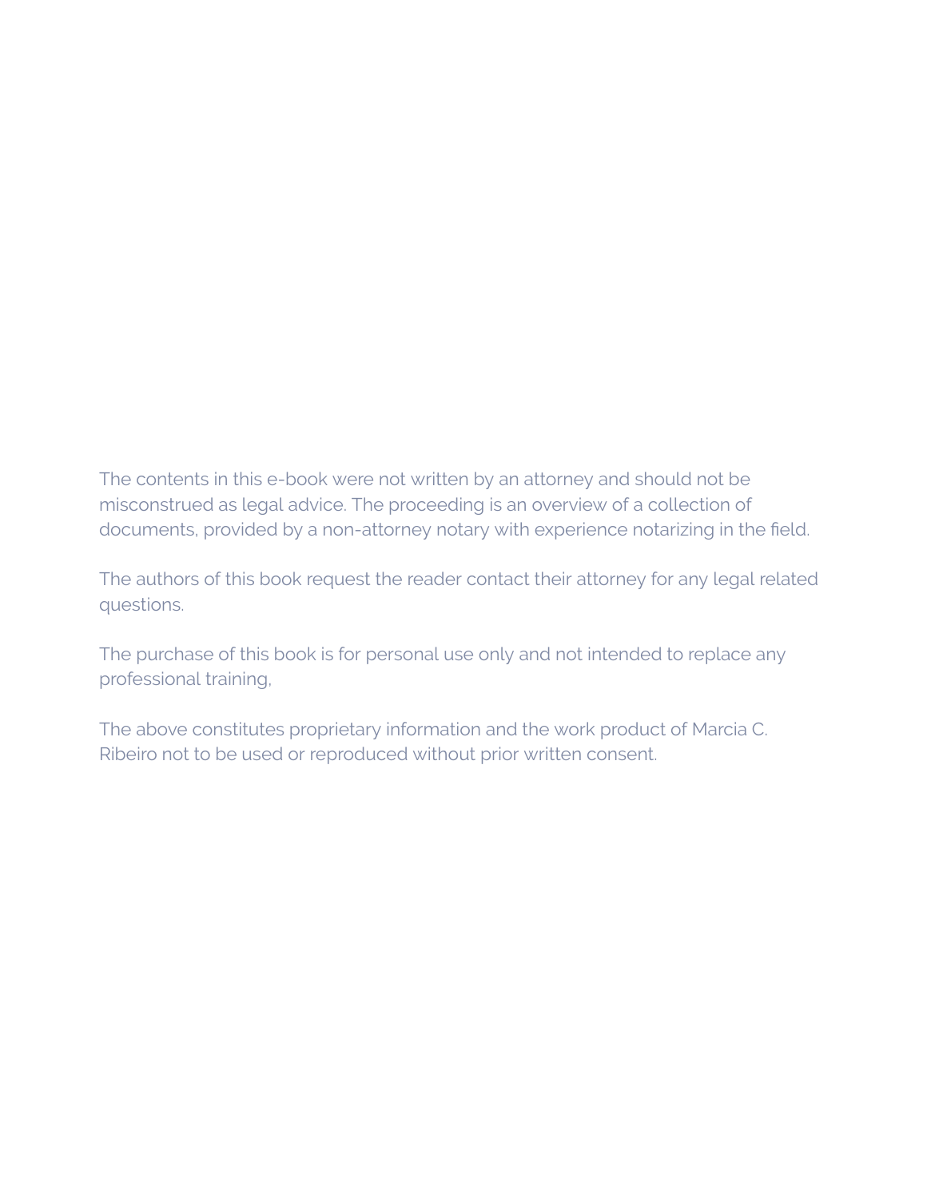The contents in this e-book were not written by an attorney and should not be misconstrued as legal advice. The proceeding is an overview of a collection of documents, provided by a non-attorney notary with experience notarizing in the field.

The authors of this book request the reader contact their attorney for any legal related questions.

The purchase of this book is for personal use only and not intended to replace any professional training,

The above constitutes proprietary information and the work product of Marcia C. Ribeiro not to be used or reproduced without prior written consent.